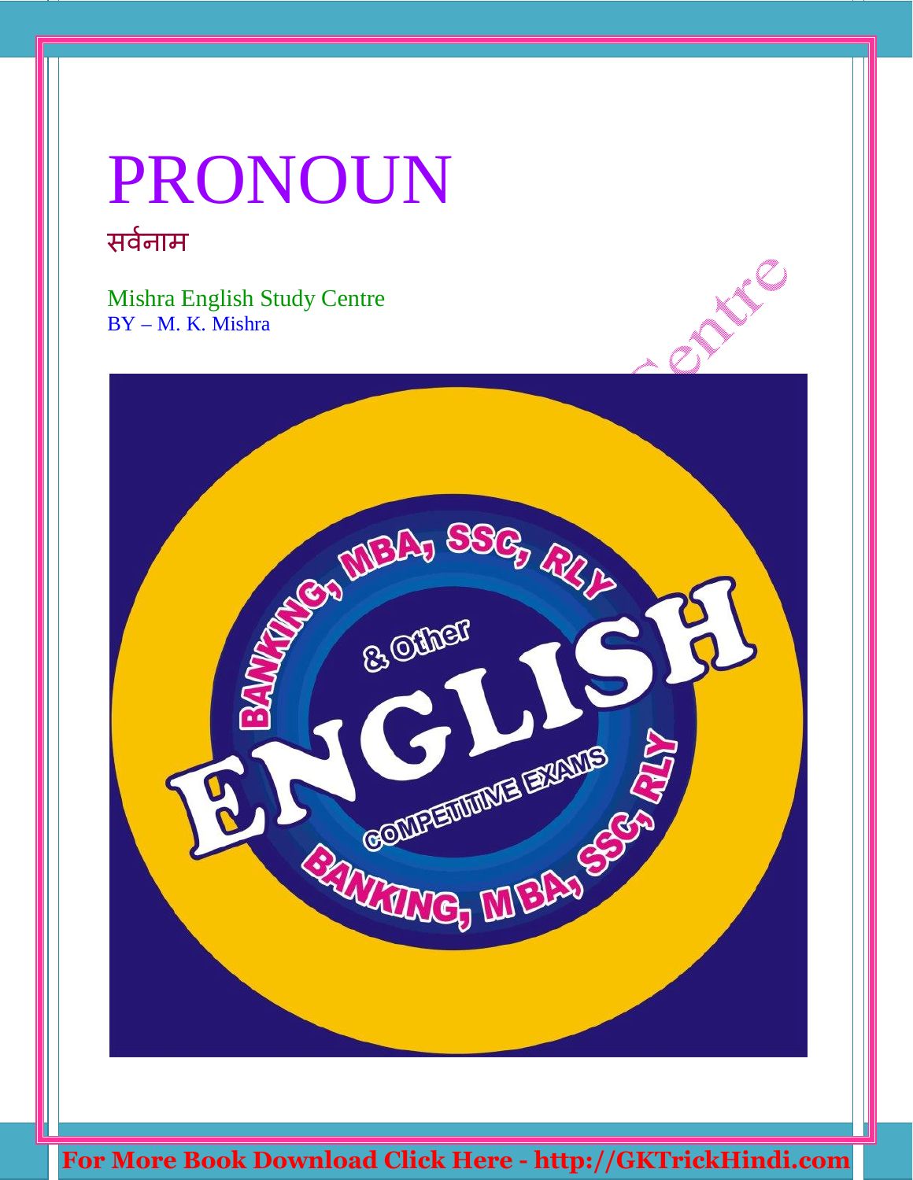# PRONOUN

सर्वनाम

Mishra English Study Centre
BY – M. K. Mishra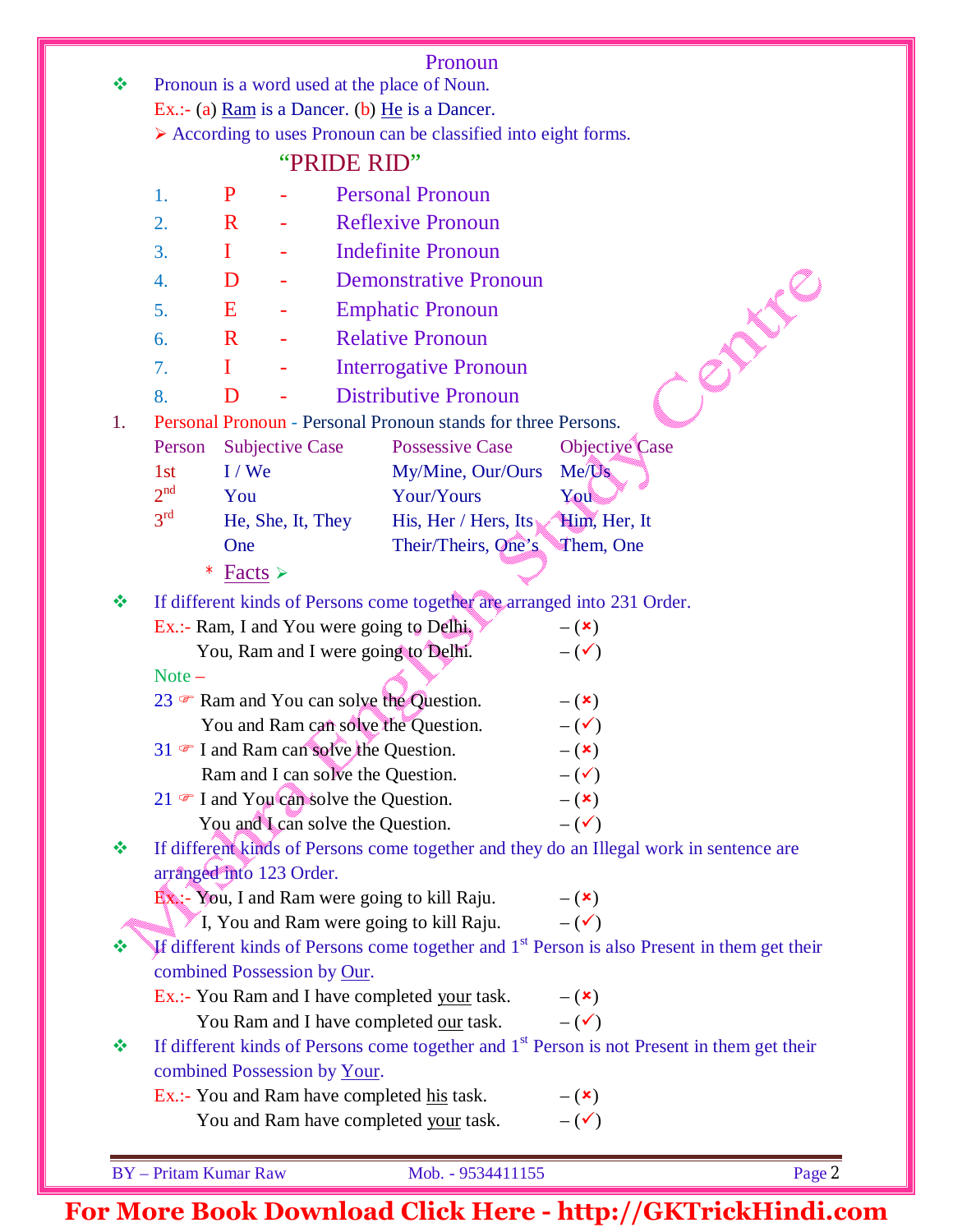# Pronoun

❖ Pronoun is a word used at the place of Noun.

Ex.:- (a) Ram is a Dancer. (b) He is a Dancer.

➢ According to uses Pronoun can be classified into eight forms.

## "PRIDE RID"

1. P - Personal Pronoun
2. R - Reflexive Pronoun
3. I - Indefinite Pronoun
4. D - Demonstrative Pronoun
5. E - Emphatic Pronoun
6. R - Relative Pronoun
7. I - Interrogative Pronoun
8. D - Distributive Pronoun

1. Personal Pronoun - Personal Pronoun stands for three Persons.

| Person | Subjective Case | Possessive Case | Objective Case |
|---|---|---|---|
| 1st | I / We | My/Mine, Our/Ours | Me/Us |
| 2nd | You | Your/Yours | You |
| 3rd | He, She, It, They | His, Her / Hers, Its | Him, Her, It |
| | One | Their/Theirs, One's | Them, One |

\* Facts ➢

❖ If different kinds of Persons come together are arranged into 231 Order.

Ex.:- Ram, I and You were going to Delhi. – (✗)
You, Ram and I were going to Delhi. – (✓)

Note –

23 ☞ Ram and You can solve the Question. – (✗)
You and Ram can solve the Question. – (✓)

31 ☞ I and Ram can solve the Question. – (✗)
Ram and I can solve the Question. – (✓)

21 ☞ I and You can solve the Question. – (✗)
You and I can solve the Question. – (✓)

❖ If different kinds of Persons come together and they do an Illegal work in sentence are arranged into 123 Order.

Ex.:- You, I and Ram were going to kill Raju. – (✗)
I, You and Ram were going to kill Raju. – (✓)

❖ If different kinds of Persons come together and 1st Person is also Present in them get their combined Possession by Our.

Ex.:- You Ram and I have completed your task. – (✗)
You Ram and I have completed our task. – (✓)

❖ If different kinds of Persons come together and 1st Person is not Present in them get their combined Possession by Your.

Ex.:- You and Ram have completed his task. – (✗)
You and Ram have completed your task. – (✓)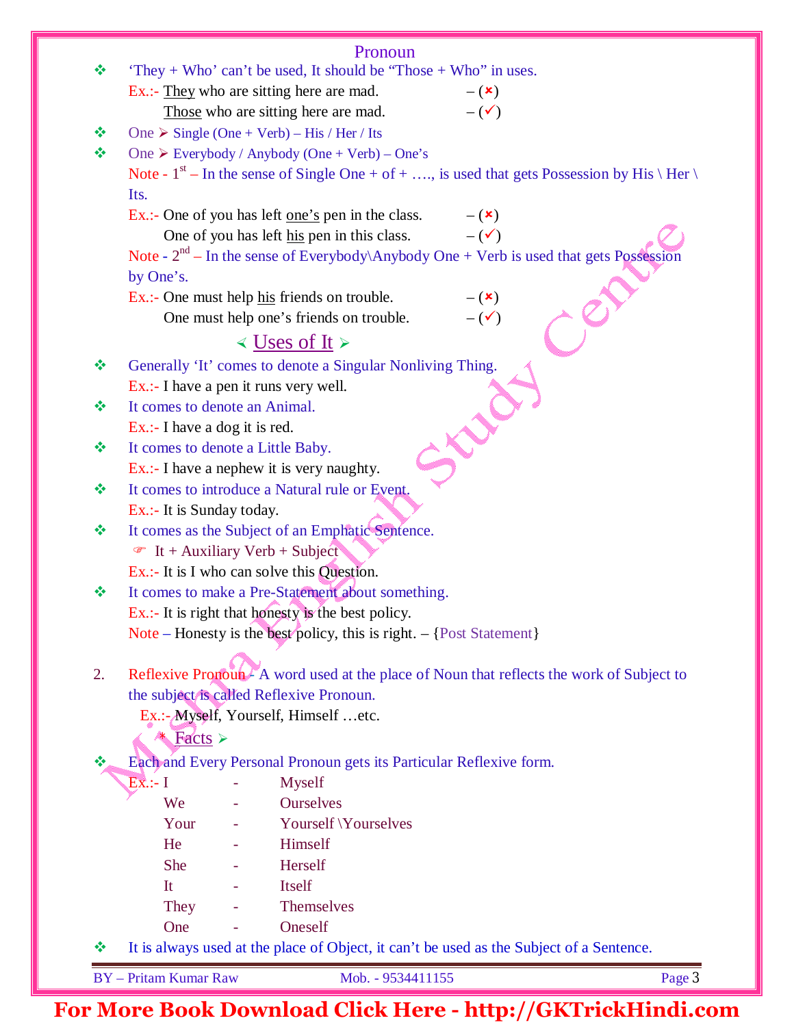# Pronoun

- 'They + Who' can't be used, It should be "Those + Who" in uses.

  Ex.:- They who are sitting here are mad. – (✗)

  Those who are sitting here are mad. – (✓)

- One ➢ Single (One + Verb) – His / Her / Its
- One ➢ Everybody / Anybody (One + Verb) – One's

  Note - 1st – In the sense of Single One + of + …., is used that gets Possession by His \ Her \ Its.

  Ex.:- One of you has left one's pen in the class. – (✗)

  One of you has left his pen in this class. – (✓)

  Note - 2nd – In the sense of Everybody\Anybody One + Verb is used that gets Possession by One's.

  Ex.:- One must help his friends on trouble. – (✗)

  One must help one's friends on trouble. – (✓)

## Uses of It

- Generally 'It' comes to denote a Singular Nonliving Thing.

  Ex.:- I have a pen it runs very well.

- It comes to denote an Animal.

  Ex.:- I have a dog it is red.

- It comes to denote a Little Baby.

  Ex.:- I have a nephew it is very naughty.

- It comes to introduce a Natural rule or Event.

  Ex.:- It is Sunday today.

- It comes as the Subject of an Emphatic Sentence.

  ☞ It + Auxiliary Verb + Subject

  Ex.:- It is I who can solve this Question.

- It comes to make a Pre-Statement about something.

  Ex.:- It is right that honesty is the best policy.

  Note – Honesty is the best policy, this is right. – {Post Statement}

2. Reflexive Pronoun – A word used at the place of Noun that reflects the work of Subject to the subject is called Reflexive Pronoun.

   Ex.:- Myself, Yourself, Himself …etc.

## Facts

- Each and Every Personal Pronoun gets its Particular Reflexive form.

  Ex.:-

  | | | |
  |---|---|---|
  | I | - | Myself |
  | We | - | Ourselves |
  | Your | - | Yourself \Yourselves |
  | He | - | Himself |
  | She | - | Herself |
  | It | - | Itself |
  | They | - | Themselves |
  | One | - | Oneself |

- It is always used at the place of Object, it can't be used as the Subject of a Sentence.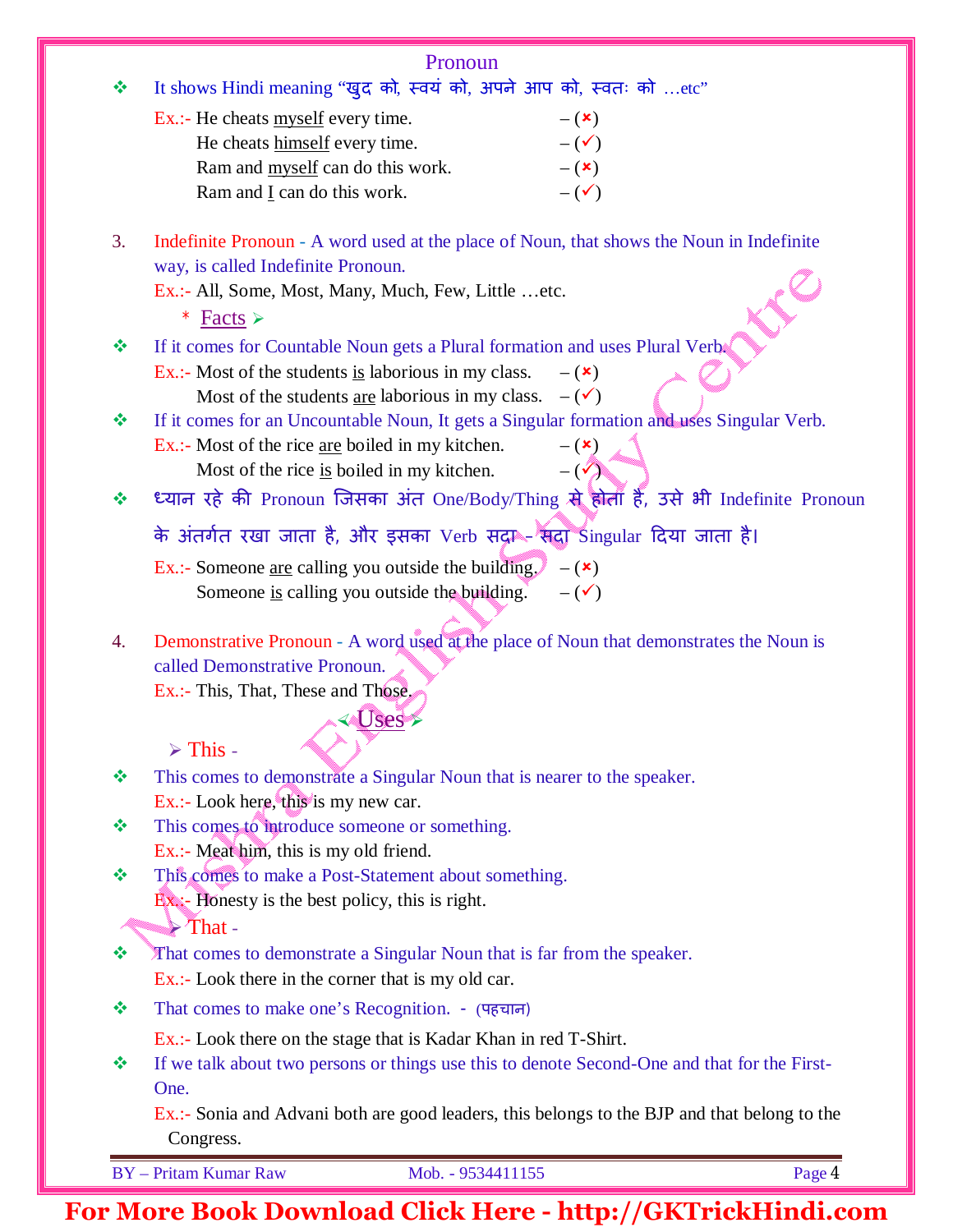## Pronoun

❖ It shows Hindi meaning "खुद को, स्वयं को, अपने आप को, स्वतः को …etc"

Ex.:- He cheats <u>myself</u> every time. – (✗)
He cheats <u>himself</u> every time. – (✓)
Ram and <u>myself</u> can do this work. – (✗)
Ram and <u>I</u> can do this work. – (✓)

3. **Indefinite Pronoun** - A word used at the place of Noun, that shows the Noun in Indefinite way, is called Indefinite Pronoun.
Ex.:- All, Some, Most, Many, Much, Few, Little …etc.

\* <u>Facts</u> ➢

❖ If it comes for Countable Noun gets a Plural formation and uses Plural Verb.
Ex.:- Most of the students <u>is</u> laborious in my class. – (✗)
Most of the students <u>are</u> laborious in my class. – (✓)

❖ If it comes for an Uncountable Noun, It gets a Singular formation and uses Singular Verb.
Ex.:- Most of the rice <u>are</u> boiled in my kitchen. – (✗)
Most of the rice <u>is</u> boiled in my kitchen. – (✓)

❖ ध्यान रहे की Pronoun जिसका अंत One/Body/Thing से होता है, उसे भी Indefinite Pronoun के अंतर्गत रखा जाता है, और इसका Verb सदा - सदा Singular दिया जाता है।
Ex.:- Someone <u>are</u> calling you outside the building. – (✗)
Someone <u>is</u> calling you outside the building. – (✓)

4. **Demonstrative Pronoun** - A word used at the place of Noun that demonstrates the Noun is called Demonstrative Pronoun.
Ex.:- This, That, These and Those.

<u>Uses</u>

➢ **This** -

❖ This comes to demonstrate a Singular Noun that is nearer to the speaker.
Ex.:- Look here, this is my new car.

❖ This comes to introduce someone or something.
Ex.:- Meat him, this is my old friend.

❖ This comes to make a Post-Statement about something.
Ex.:- Honesty is the best policy, this is right.

➢ **That** -

❖ That comes to demonstrate a Singular Noun that is far from the speaker.
Ex.:- Look there in the corner that is my old car.

❖ That comes to make one's Recognition. - (पहचान)
Ex.:- Look there on the stage that is Kadar Khan in red T-Shirt.

❖ If we talk about two persons or things use this to denote Second-One and that for the First-One.
Ex.:- Sonia and Advani both are good leaders, this belongs to the BJP and that belong to the Congress.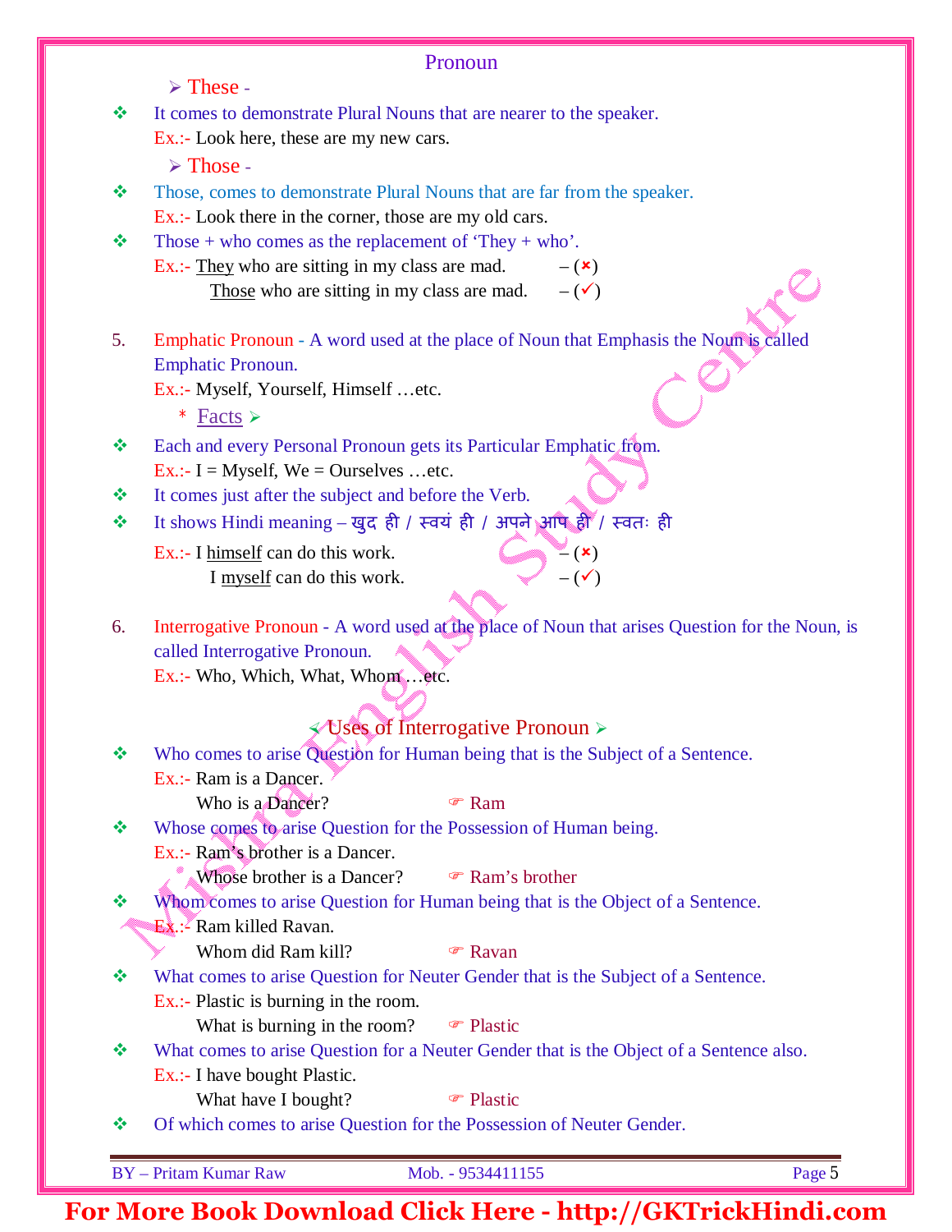## Pronoun

➢ These -

❖ It comes to demonstrate Plural Nouns that are nearer to the speaker.

Ex.:- Look here, these are my new cars.

➢ Those -

❖ Those, comes to demonstrate Plural Nouns that are far from the speaker.

Ex.:- Look there in the corner, those are my old cars.

❖ Those + who comes as the replacement of 'They + who'.

Ex.:- They who are sitting in my class are mad. – (✗)

Those who are sitting in my class are mad. – (✓)

5. Emphatic Pronoun - A word used at the place of Noun that Emphasis the Noun is called Emphatic Pronoun.

Ex.:- Myself, Yourself, Himself …etc.

\* Facts ➢

❖ Each and every Personal Pronoun gets its Particular Emphatic from.

Ex.:- I = Myself, We = Ourselves …etc.

❖ It comes just after the subject and before the Verb.

❖ It shows Hindi meaning – खुद ही / स्वयं ही / अपने आप ही / स्वतः ही

Ex.:- I himself can do this work. – (✗)

I myself can do this work. – (✓)

6. Interrogative Pronoun - A word used at the place of Noun that arises Question for the Noun, is called Interrogative Pronoun.

Ex.:- Who, Which, What, Whom …etc.

### ➢ Uses of Interrogative Pronoun ➢

❖ Who comes to arise Question for Human being that is the Subject of a Sentence.

Ex.:- Ram is a Dancer.

Who is a Dancer? ☞ Ram

❖ Whose comes to arise Question for the Possession of Human being.

Ex.:- Ram's brother is a Dancer.

Whose brother is a Dancer? ☞ Ram's brother

❖ Whom comes to arise Question for Human being that is the Object of a Sentence.

Ex.:- Ram killed Ravan.

Whom did Ram kill? ☞ Ravan

❖ What comes to arise Question for Neuter Gender that is the Subject of a Sentence.

Ex.:- Plastic is burning in the room.

What is burning in the room? ☞ Plastic

❖ What comes to arise Question for a Neuter Gender that is the Object of a Sentence also.

Ex.:- I have bought Plastic.

What have I bought? ☞ Plastic

❖ Of which comes to arise Question for the Possession of Neuter Gender.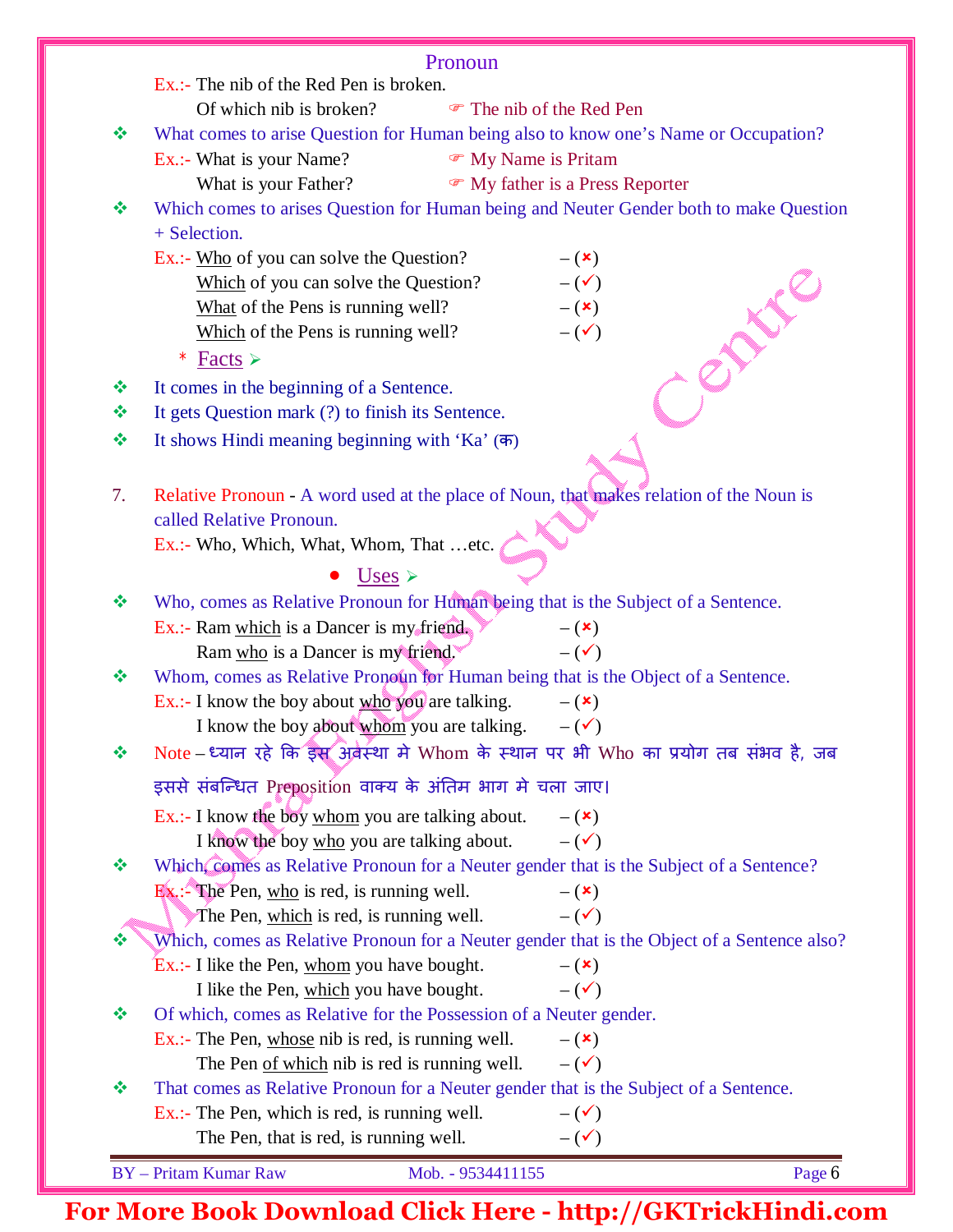## Pronoun

Ex.:- The nib of the Red Pen is broken.
Of which nib is broken? ☞ The nib of the Red Pen

❖ What comes to arise Question for Human being also to know one's Name or Occupation?
Ex.:- What is your Name? ☞ My Name is Pritam
What is your Father? ☞ My father is a Press Reporter

❖ Which comes to arises Question for Human being and Neuter Gender both to make Question + Selection.
Ex.:- Who of you can solve the Question? – (✗)
Which of you can solve the Question? – (✓)
What of the Pens is running well? – (✗)
Which of the Pens is running well? – (✓)

\* Facts ➢

❖ It comes in the beginning of a Sentence.
❖ It gets Question mark (?) to finish its Sentence.
❖ It shows Hindi meaning beginning with 'Ka' (क)

7. Relative Pronoun - A word used at the place of Noun, that makes relation of the Noun is called Relative Pronoun.
Ex.:- Who, Which, What, Whom, That …etc.

● Uses ➢

❖ Who, comes as Relative Pronoun for Human being that is the Subject of a Sentence.
Ex.:- Ram which is a Dancer is my friend. – (✗)
Ram who is a Dancer is my friend. – (✓)

❖ Whom, comes as Relative Pronoun for Human being that is the Object of a Sentence.
Ex.:- I know the boy about who you are talking. – (✗)
I know the boy about whom you are talking. – (✓)

❖ Note – ध्यान रहे कि इस अवस्था मे Whom के स्थान पर भी Who का प्रयोग तब संभव है, जब इससे संबन्धित Preposition वाक्य के अंतिम भाग मे चला जाए।
Ex.:- I know the boy whom you are talking about. – (✗)
I know the boy who you are talking about. – (✓)

❖ Which, comes as Relative Pronoun for a Neuter gender that is the Subject of a Sentence?
Ex.:- The Pen, who is red, is running well. – (✗)
The Pen, which is red, is running well. – (✓)

❖ Which, comes as Relative Pronoun for a Neuter gender that is the Object of a Sentence also?
Ex.:- I like the Pen, whom you have bought. – (✗)
I like the Pen, which you have bought. – (✓)

❖ Of which, comes as Relative for the Possession of a Neuter gender.
Ex.:- The Pen, whose nib is red, is running well. – (✗)
The Pen of which nib is red is running well. – (✓)

❖ That comes as Relative Pronoun for a Neuter gender that is the Subject of a Sentence.
Ex.:- The Pen, which is red, is running well. – (✓)
The Pen, that is red, is running well. – (✓)

BY – Pritam Kumar Raw Mob. - 9534411155

For More Book Download Click Here - http://GKTrickHindi.com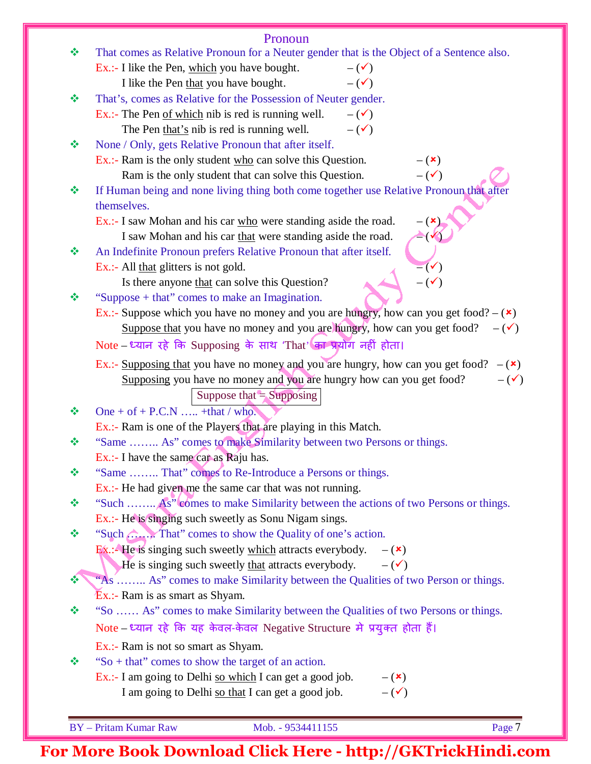## Pronoun

- That comes as Relative Pronoun for a Neuter gender that is the Object of a Sentence also.
  - Ex.:- I like the Pen, <u>which</u> you have bought. – (✓)
  - I like the Pen <u>that</u> you have bought. – (✓)
- That's, comes as Relative for the Possession of Neuter gender.
  - Ex.:- The Pen <u>of which</u> nib is red is running well. – (✓)
  - The Pen <u>that's</u> nib is red is running well. – (✓)
- None / Only, gets Relative Pronoun that after itself.
  - Ex.:- Ram is the only student <u>who</u> can solve this Question. – (×)
  - Ram is the only student that can solve this Question. – (✓)
- If Human being and none living thing both come together use Relative Pronoun that after themselves.
  - Ex.:- I saw Mohan and his car <u>who</u> were standing aside the road. – (×)
  - I saw Mohan and his car <u>that</u> were standing aside the road. – (✓)
- An Indefinite Pronoun prefers Relative Pronoun that after itself.
  - Ex.:- All <u>that</u> glitters is not gold. – (✓)
  - Is there anyone <u>that</u> can solve this Question? – (✓)
- "Suppose + that" comes to make an Imagination.
  - Ex.:- Suppose which you have no money and you are hungry, how can you get food? – (×)
  - <u>Suppose that</u> you have no money and you are hungry, how can you get food? – (✓)

  Note – ध्यान रहे कि Supposing के साथ 'That' का प्रयोग नहीं होता।

  - Ex.:- <u>Supposing that</u> you have no money and you are hungry, how can you get food? – (×)
  - <u>Supposing</u> you have no money and you are hungry how can you get food? – (✓)

  | Suppose that = Supposing |
  |---|

- One + of + P.C.N ….. +that / who.
  - Ex.:- Ram is one of the Players that are playing in this Match.
- "Same …….. As" comes to make Similarity between two Persons or things.
  - Ex.:- I have the same car as Raju has.
- "Same …….. That" comes to Re-Introduce a Persons or things.
  - Ex.:- He had given me the same car that was not running.
- "Such …….. As" comes to make Similarity between the actions of two Persons or things.
  - Ex.:- He is singing such sweetly as Sonu Nigam sings.
- "Such …….. That" comes to show the Quality of one's action.
  - Ex.:- He is singing such sweetly <u>which</u> attracts everybody. – (×)
  - He is singing such sweetly <u>that</u> attracts everybody. – (✓)
- "As …….. As" comes to make Similarity between the Qualities of two Person or things.
  - Ex.:- Ram is as smart as Shyam.
- "So …… As" comes to make Similarity between the Qualities of two Persons or things.

  Note – ध्यान रहे कि यह केवल-केवल Negative Structure मे प्रयुक्त होता हैं।

  - Ex.:- Ram is not so smart as Shyam.
- "So + that" comes to show the target of an action.
  - Ex.:- I am going to Delhi <u>so which</u> I can get a good job. – (×)
  - I am going to Delhi <u>so that</u> I can get a good job. – (✓)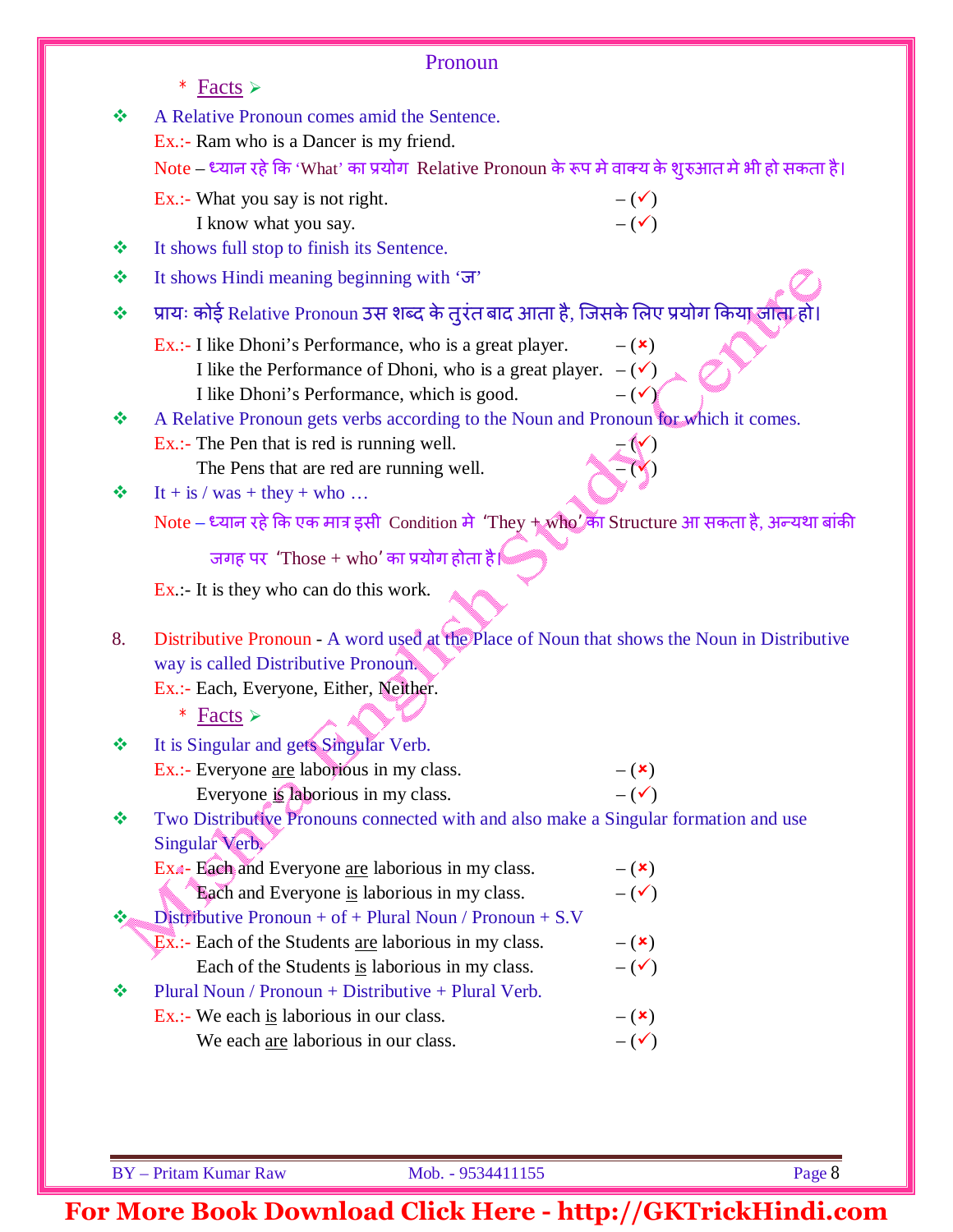## Pronoun

* **Facts** ➢

- A Relative Pronoun comes amid the Sentence.

  Ex.:- Ram who is a Dancer is my friend.

  Note – ध्यान रहे कि 'What' का प्रयोग Relative Pronoun के रूप मे वाक्य के शुरुआत मे भी हो सकता है।

  Ex.:- What you say is not right. – (✓)
  I know what you say. – (✓)

- It shows full stop to finish its Sentence.
- It shows Hindi meaning beginning with 'ज'
- प्रायः कोई Relative Pronoun उस शब्द के तुरंत बाद आता है, जिसके लिए प्रयोग किया जाता हो।

  Ex.:- I like Dhoni's Performance, who is a great player. – (✗)
  I like the Performance of Dhoni, who is a great player. – (✓)
  I like Dhoni's Performance, which is good. – (✓)

- A Relative Pronoun gets verbs according to the Noun and Pronoun for which it comes.

  Ex.:- The Pen that is red is running well. – (✓)
  The Pens that are red are running well. – (✓)

- It + is / was + they + who …

  Note – ध्यान रहे कि एक मात्र इसी Condition मे 'They + who' का Structure आ सकता है, अन्यथा बांकी जगह पर 'Those + who' का प्रयोग होता है।

  Ex.:- It is they who can do this work.

8. Distributive Pronoun - A word used at the Place of Noun that shows the Noun in Distributive way is called Distributive Pronoun.

   Ex.:- Each, Everyone, Either, Neither.

* **Facts** ➢

- It is Singular and gets Singular Verb.

  Ex.:- Everyone <u>are</u> laborious in my class. – (✗)
  Everyone <u>is</u> laborious in my class. – (✓)

- Two Distributive Pronouns connected with and also make a Singular formation and use Singular Verb.

  Ex.:- Each and Everyone <u>are</u> laborious in my class. – (✗)
  Each and Everyone <u>is</u> laborious in my class. – (✓)

- Distributive Pronoun + of + Plural Noun / Pronoun + S.V

  Ex.:- Each of the Students <u>are</u> laborious in my class. – (✗)
  Each of the Students <u>is</u> laborious in my class. – (✓)

- Plural Noun / Pronoun + Distributive + Plural Verb.

  Ex.:- We each <u>is</u> laborious in our class. – (✗)
  We each <u>are</u> laborious in our class. – (✓)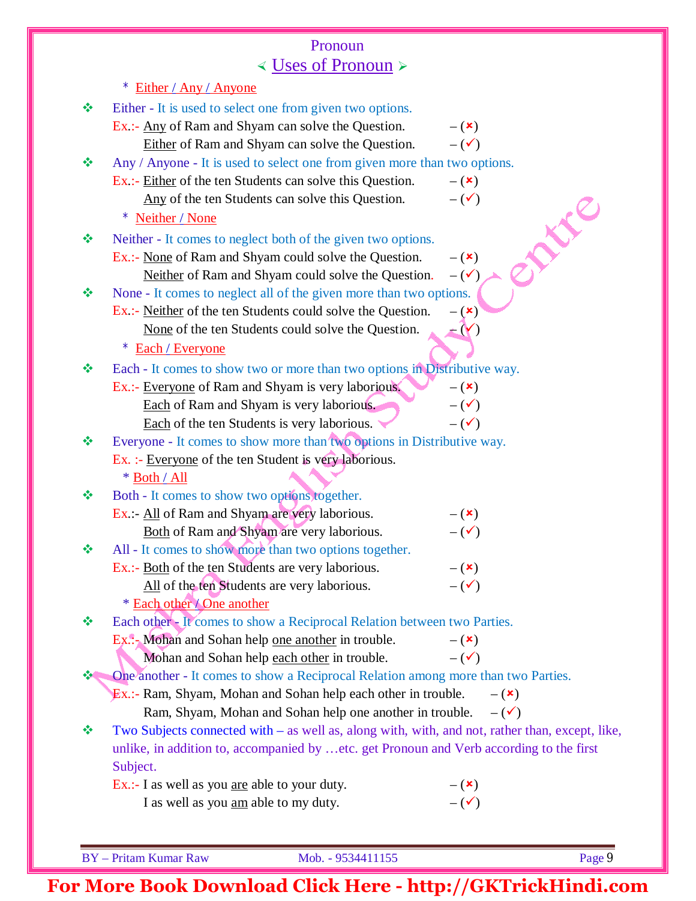# Pronoun

## Uses of Pronoun

* Either / Any / Anyone

❖ **Either** - It is used to select one from given two options.

Ex.:- Any of Ram and Shyam can solve the Question. – (✗)
Either of Ram and Shyam can solve the Question. – (✓)

❖ **Any / Anyone** - It is used to select one from given more than two options.

Ex.:- Either of the ten Students can solve this Question. – (✗)
Any of the ten Students can solve this Question. – (✓)

* Neither / None

❖ **Neither** - It comes to neglect both of the given two options.

Ex.:- None of Ram and Shyam could solve the Question. – (✗)
Neither of Ram and Shyam could solve the Question. – (✓)

❖ **None** - It comes to neglect all of the given more than two options.

Ex.:- Neither of the ten Students could solve the Question. – (✗)
None of the ten Students could solve the Question. – (✓)

* Each / Everyone

❖ **Each** - It comes to show two or more than two options in Distributive way.

Ex.:- Everyone of Ram and Shyam is very laborious. – (✗)
Each of Ram and Shyam is very laborious. – (✓)
Each of the ten Students is very laborious. – (✓)

❖ **Everyone** - It comes to show more than two options in Distributive way.

Ex. :- Everyone of the ten Student is very laborious.

* Both / All

❖ **Both** - It comes to show two options together.

Ex.:- All of Ram and Shyam are very laborious. – (✗)
Both of Ram and Shyam are very laborious. – (✓)

❖ **All** - It comes to show more than two options together.

Ex.:- Both of the ten Students are very laborious. – (✗)
All of the ten Students are very laborious. – (✓)

* Each other / One another

❖ **Each other** - It comes to show a Reciprocal Relation between two Parties.

Ex.:- Mohan and Sohan help one another in trouble. – (✗)
Mohan and Sohan help each other in trouble. – (✓)

❖ **One another** - It comes to show a Reciprocal Relation among more than two Parties.

Ex.:- Ram, Shyam, Mohan and Sohan help each other in trouble. – (✗)
Ram, Shyam, Mohan and Sohan help one another in trouble. – (✓)

❖ **Two Subjects connected with** – as well as, along with, with, and not, rather than, except, like, unlike, in addition to, accompanied by …etc. get Pronoun and Verb according to the first Subject.

Ex.:- I as well as you are able to your duty. – (✗)
I as well as you am able to my duty. – (✓)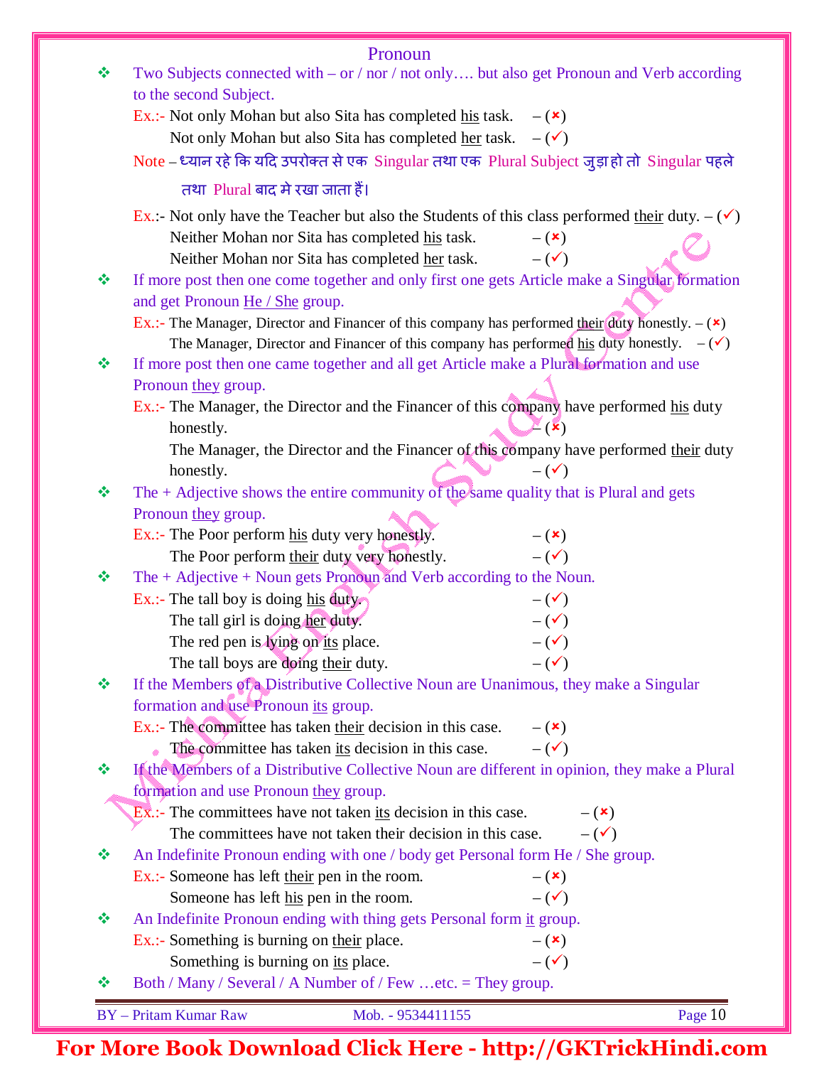# Pronoun

- Two Subjects connected with – or / nor / not only…. but also get Pronoun and Verb according to the second Subject.

  Ex.:- Not only Mohan but also Sita has completed his task. – (×)

  Not only Mohan but also Sita has completed her task. – (✓)

  Note – ध्यान रहे कि यदि उपरोक्त से एक Singular तथा एक Plural Subject जुड़ा हो तो Singular पहले तथा Plural बाद मे रखा जाता हैं।

  Ex.:- Not only have the Teacher but also the Students of this class performed their duty. – (✓)

  Neither Mohan nor Sita has completed his task. – (×)

  Neither Mohan nor Sita has completed her task. – (✓)

- If more post then one come together and only first one gets Article make a Singular formation and get Pronoun He / She group.

  Ex.:- The Manager, Director and Financer of this company has performed their duty honestly. – (×)

  The Manager, Director and Financer of this company has performed his duty honestly. – (✓)

- If more post then one came together and all get Article make a Plural formation and use Pronoun they group.

  Ex.:- The Manager, the Director and the Financer of this company have performed his duty honestly. – (×)

  The Manager, the Director and the Financer of this company have performed their duty honestly. – (✓)

- The + Adjective shows the entire community of the same quality that is Plural and gets Pronoun they group.

  Ex.:- The Poor perform his duty very honestly. – (×)

  The Poor perform their duty very honestly. – (✓)

- The + Adjective + Noun gets Pronoun and Verb according to the Noun.

  Ex.:- The tall boy is doing his duty. – (✓)

  The tall girl is doing her duty. – (✓)

  The red pen is lying on its place. – (✓)

  The tall boys are doing their duty. – (✓)

- If the Members of a Distributive Collective Noun are Unanimous, they make a Singular formation and use Pronoun its group.

  Ex.:- The committee has taken their decision in this case. – (×)

  The committee has taken its decision in this case. – (✓)

- If the Members of a Distributive Collective Noun are different in opinion, they make a Plural formation and use Pronoun they group.

  Ex.:- The committees have not taken its decision in this case. – (×)

  The committees have not taken their decision in this case. – (✓)

- An Indefinite Pronoun ending with one / body get Personal form He / She group.

  Ex.:- Someone has left their pen in the room. – (×)

  Someone has left his pen in the room. – (✓)

- An Indefinite Pronoun ending with thing gets Personal form it group.

  Ex.:- Something is burning on their place. – (×)

  Something is burning on its place. – (✓)

- Both / Many / Several / A Number of / Few …etc. = They group.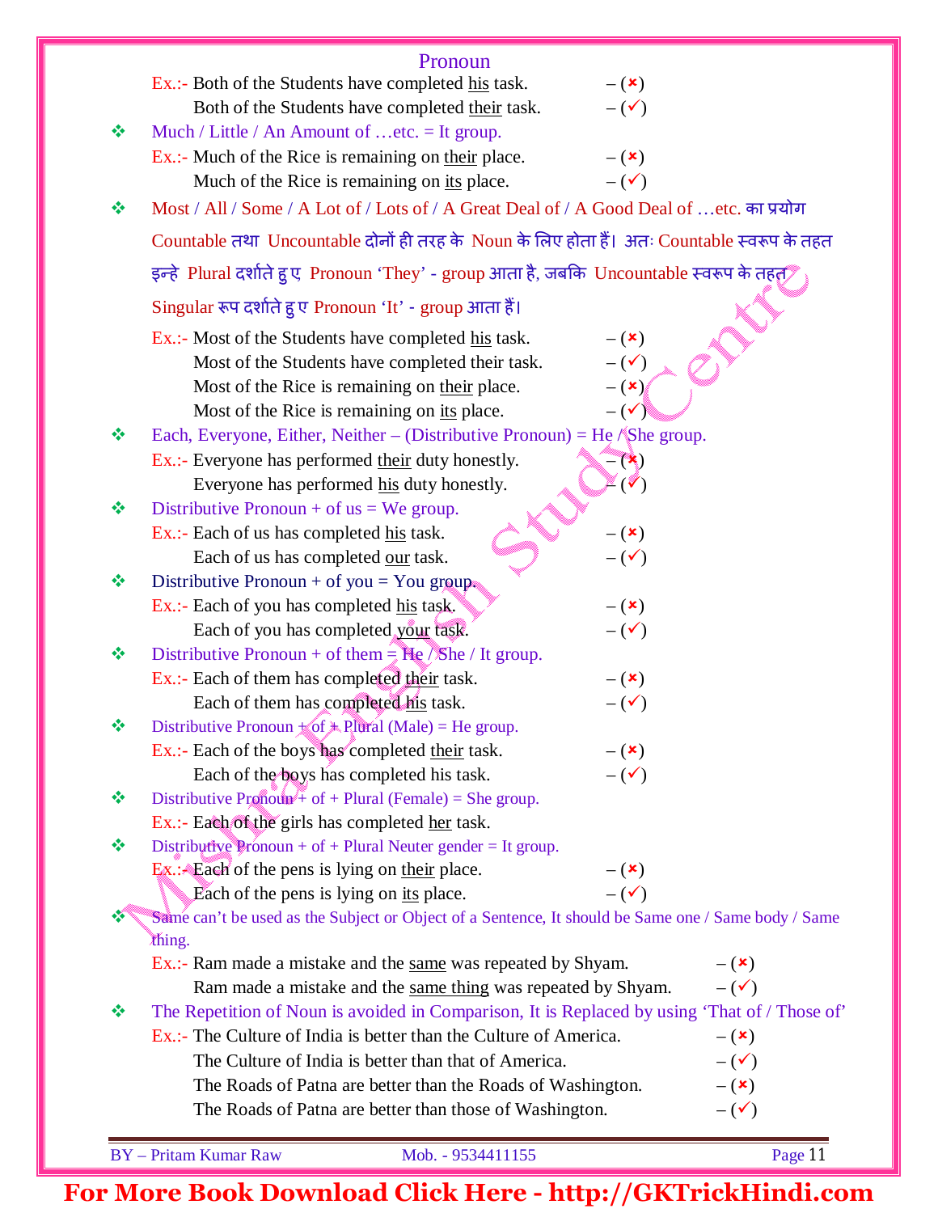## Pronoun

Ex.:- Both of the Students have completed <u>his</u> task. – (✗)
Both of the Students have completed <u>their</u> task. – (✓)

❖ Much / Little / An Amount of …etc. = It group.

Ex.:- Much of the Rice is remaining on <u>their</u> place. – (✗)
Much of the Rice is remaining on <u>its</u> place. – (✓)

❖ Most / All / Some / A Lot of / Lots of / A Great Deal of / A Good Deal of …etc. का प्रयोग Countable तथा Uncountable दोनों ही तरह के Noun के लिए होता हैं। अतः Countable स्वरूप के तहत इन्हे Plural दर्शाते हुए Pronoun 'They' - group आता है, जबकि Uncountable स्वरूप के तहत Singular रूप दर्शाते हुए Pronoun 'It' - group आता हैं।

Ex.:- Most of the Students have completed <u>his</u> task. – (✗)
Most of the Students have completed their task. – (✓)
Most of the Rice is remaining on <u>their</u> place. – (✗)
Most of the Rice is remaining on <u>its</u> place. – (✓)

❖ Each, Everyone, Either, Neither – (Distributive Pronoun) = He / She group.

Ex.:- Everyone has performed <u>their</u> duty honestly. – (✗)
Everyone has performed <u>his</u> duty honestly. – (✓)

❖ Distributive Pronoun + of us = We group.

Ex.:- Each of us has completed <u>his</u> task. – (✗)
Each of us has completed <u>our</u> task. – (✓)

❖ Distributive Pronoun + of you = You group.

Ex.:- Each of you has completed <u>his</u> task. – (✗)
Each of you has completed <u>your</u> task. – (✓)

❖ Distributive Pronoun + of them = He / She / It group.

Ex.:- Each of them has completed <u>their</u> task. – (✗)
Each of them has completed <u>his</u> task. – (✓)

❖ Distributive Pronoun + of + Plural (Male) = He group.

Ex.:- Each of the boys has completed <u>their</u> task. – (✗)
Each of the boys has completed his task. – (✓)

❖ Distributive Pronoun + of + Plural (Female) = She group.

Ex.:- Each of the girls has completed <u>her</u> task.

❖ Distributive Pronoun + of + Plural Neuter gender = It group.

Ex.:- Each of the pens is lying on <u>their</u> place. – (✗)
Each of the pens is lying on <u>its</u> place. – (✓)

❖ Same can't be used as the Subject or Object of a Sentence, It should be Same one / Same body / Same thing.

Ex.:- Ram made a mistake and the <u>same</u> was repeated by Shyam. – (✗)
Ram made a mistake and the <u>same thing</u> was repeated by Shyam. – (✓)

❖ The Repetition of Noun is avoided in Comparison, It is Replaced by using 'That of / Those of'

Ex.:- The Culture of India is better than the Culture of America. – (✗)
The Culture of India is better than that of America. – (✓)
The Roads of Patna are better than the Roads of Washington. – (✗)
The Roads of Patna are better than those of Washington. – (✓)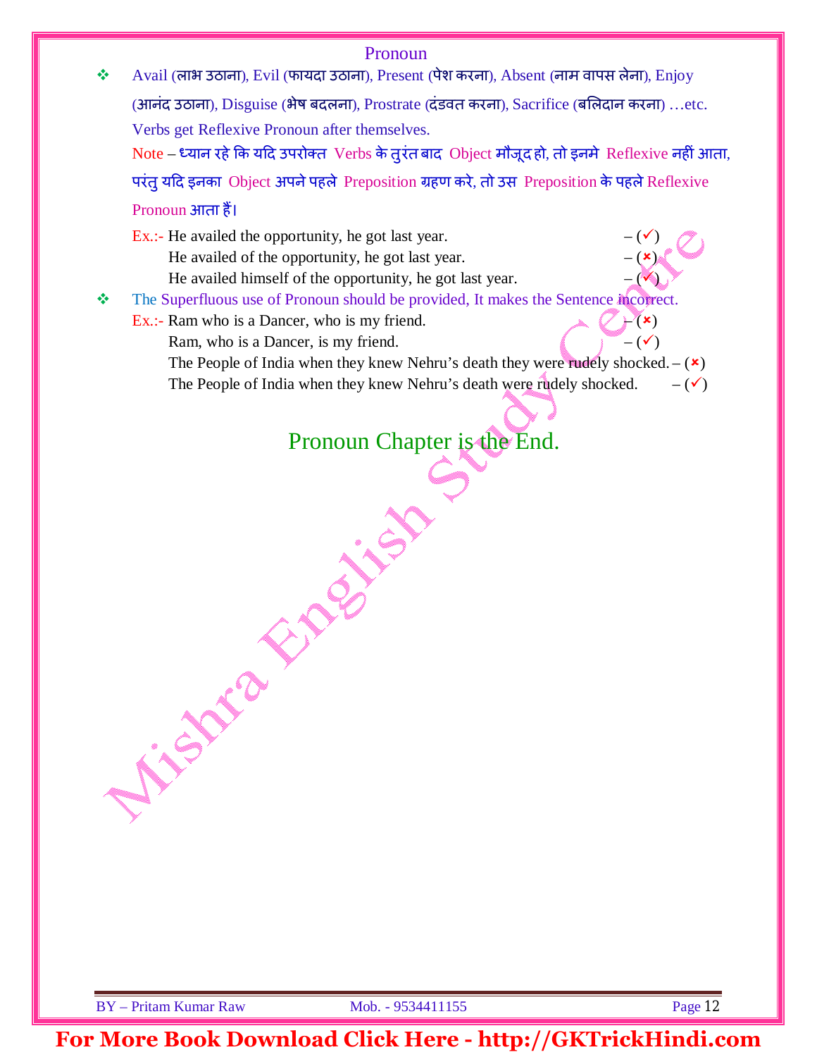❖ Avail (लाभ उठाना), Evil (फायदा उठाना), Present (पेश करना), Absent (नाम वापस लेना), Enjoy (आनंद उठाना), Disguise (भेष बदलना), Prostrate (दंडवत करना), Sacrifice (बलिदान करना) …etc. Verbs get Reflexive Pronoun after themselves.

Note – ध्यान रहे कि यदि उपरोक्त Verbs के तुरंत बाद Object मौजूद हो, तो इनमे Reflexive नहीं आता, परंतु यदि इनका Object अपने पहले Preposition ग्रहण करे, तो उस Preposition के पहले Reflexive Pronoun आता हैं।

Ex.:- He availed the opportunity, he got last year. – (✓)
He availed of the opportunity, he got last year. – (✗)
He availed himself of the opportunity, he got last year. – (✓)

❖ The Superfluous use of Pronoun should be provided, It makes the Sentence incorrect.

Ex.:- Ram who is a Dancer, who is my friend. – (✗)
Ram, who is a Dancer, is my friend. – (✓)
The People of India when they knew Nehru's death they were rudely shocked. – (✗)
The People of India when they knew Nehru's death were rudely shocked. – (✓)

## Pronoun Chapter is the End.